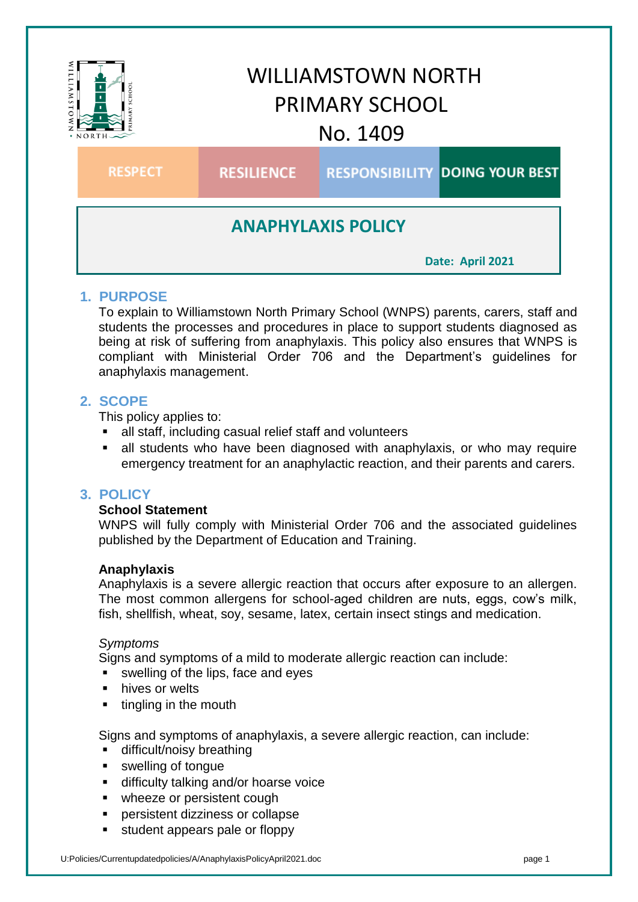# WILLIAMSTOWN NORTH PRIMARY SCHOOL

# No. 1409

RESPECT | RESILIENCE | RESPONSIBILITY | DOING YOUR BEST

## ANAPHYLAXIS POLICY

**Date: April 2021**

## 1. PURPOSE

To explain to Williamstown North Primary School (WNPS) parents, carers, staff and students the processes and procedures in place to support students diagnosed as being at risk of suffering from anaphylaxis. This policy also ensures that WNPS is compliant with Ministerial Order 706 and the Department's guidelines for anaphylaxis management.

## 2. SCOPE

This policy applies to:

- all staff, including casual relief staff and volunteers
- all students who have been diagnosed with anaphylaxis, or who may require emergency treatment for an anaphylactic reaction, and their parents and carers.

## 3. POLICY

**School Statement**

WNPS will fully comply with Ministerial Order 706 and the associated guidelines published by the Department of Education and Training.

**Anaphylaxis**

Anaphylaxis is a severe allergic reaction that occurs after exposure to an allergen. The most common allergens for school-aged children are nuts, eggs, cow's milk, fish, shellfish, wheat, soy, sesame, latex, certain insect stings and medication.

*Symptoms*

Signs and symptoms of a mild to moderate allergic reaction can include:

- swelling of the lips, face and eyes
- hives or welts
- tingling in the mouth

Signs and symptoms of anaphylaxis, a severe allergic reaction, can include:

- difficult/noisy breathing
- swelling of tongue
- difficulty talking and/or hoarse voice
- wheeze or persistent cough
- persistent dizziness or collapse
- student appears pale or floppy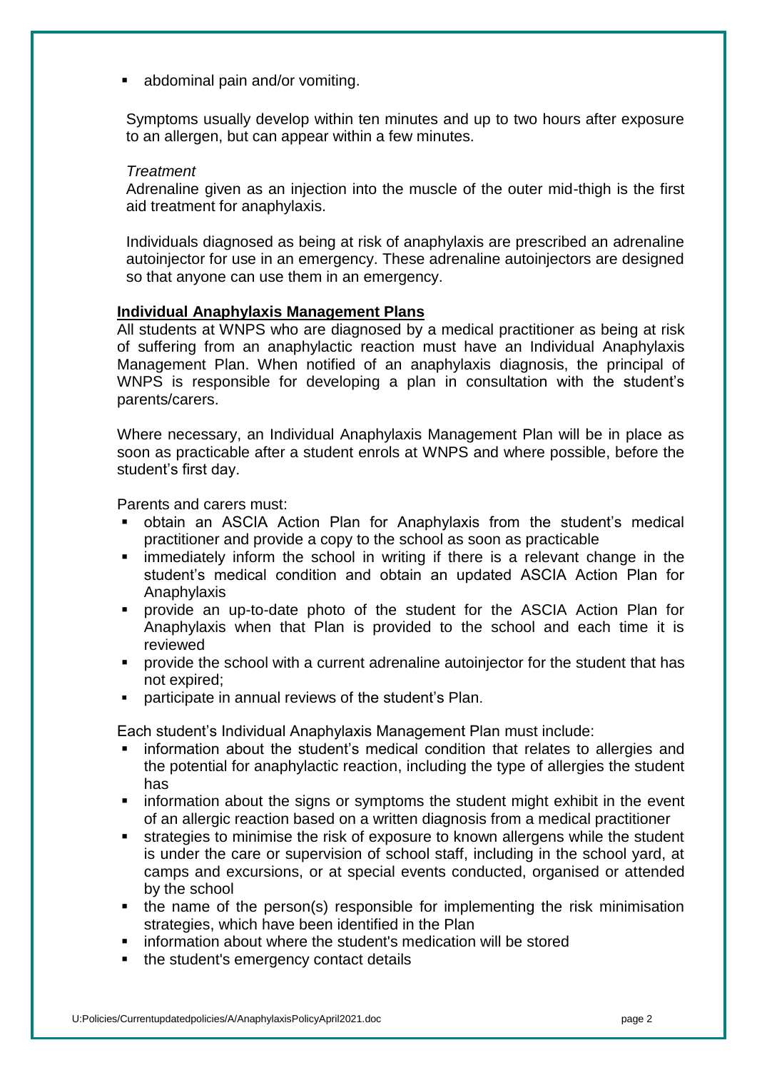- abdominal pain and/or vomiting.

Symptoms usually develop within ten minutes and up to two hours after exposure to an allergen, but can appear within a few minutes.

*Treatment*

Adrenaline given as an injection into the muscle of the outer mid-thigh is the first aid treatment for anaphylaxis.

Individuals diagnosed as being at risk of anaphylaxis are prescribed an adrenaline autoinjector for use in an emergency. These adrenaline autoinjectors are designed so that anyone can use them in an emergency.

## Individual Anaphylaxis Management Plans

All students at WNPS who are diagnosed by a medical practitioner as being at risk of suffering from an anaphylactic reaction must have an Individual Anaphylaxis Management Plan. When notified of an anaphylaxis diagnosis, the principal of WNPS is responsible for developing a plan in consultation with the student's parents/carers.

Where necessary, an Individual Anaphylaxis Management Plan will be in place as soon as practicable after a student enrols at WNPS and where possible, before the student's first day.

Parents and carers must:

- obtain an ASCIA Action Plan for Anaphylaxis from the student's medical practitioner and provide a copy to the school as soon as practicable
- immediately inform the school in writing if there is a relevant change in the student's medical condition and obtain an updated ASCIA Action Plan for Anaphylaxis
- provide an up-to-date photo of the student for the ASCIA Action Plan for Anaphylaxis when that Plan is provided to the school and each time it is reviewed
- provide the school with a current adrenaline autoinjector for the student that has not expired;
- participate in annual reviews of the student's Plan.

Each student's Individual Anaphylaxis Management Plan must include:

- information about the student's medical condition that relates to allergies and the potential for anaphylactic reaction, including the type of allergies the student has
- information about the signs or symptoms the student might exhibit in the event of an allergic reaction based on a written diagnosis from a medical practitioner
- strategies to minimise the risk of exposure to known allergens while the student is under the care or supervision of school staff, including in the school yard, at camps and excursions, or at special events conducted, organised or attended by the school
- the name of the person(s) responsible for implementing the risk minimisation strategies, which have been identified in the Plan
- information about where the student's medication will be stored
- the student's emergency contact details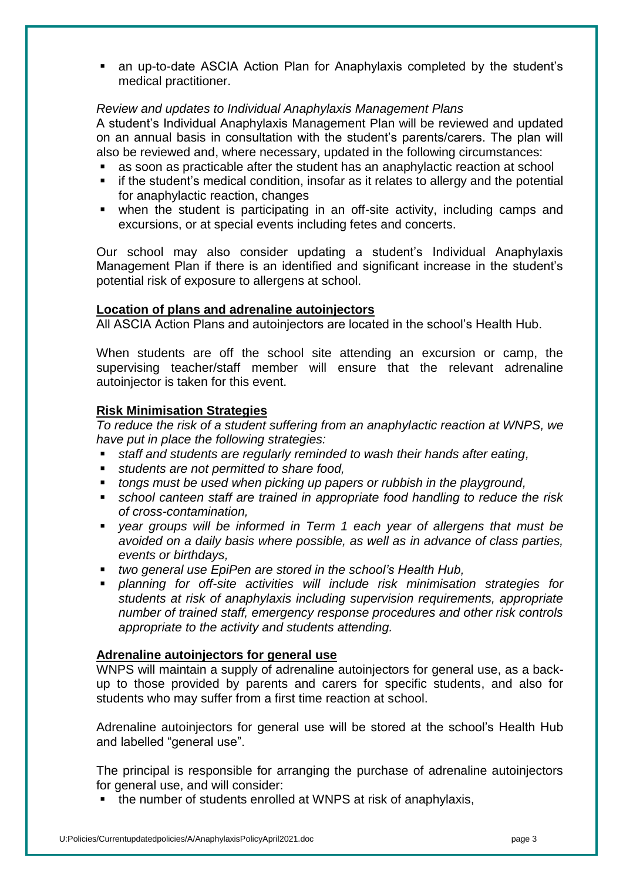- an up-to-date ASCIA Action Plan for Anaphylaxis completed by the student's medical practitioner.

*Review and updates to Individual Anaphylaxis Management Plans*

A student's Individual Anaphylaxis Management Plan will be reviewed and updated on an annual basis in consultation with the student's parents/carers. The plan will also be reviewed and, where necessary, updated in the following circumstances:

- as soon as practicable after the student has an anaphylactic reaction at school
- if the student's medical condition, insofar as it relates to allergy and the potential for anaphylactic reaction, changes
- when the student is participating in an off-site activity, including camps and excursions, or at special events including fetes and concerts.

Our school may also consider updating a student's Individual Anaphylaxis Management Plan if there is an identified and significant increase in the student's potential risk of exposure to allergens at school.

**Location of plans and adrenaline autoinjectors**

All ASCIA Action Plans and autoinjectors are located in the school's Health Hub.

When students are off the school site attending an excursion or camp, the supervising teacher/staff member will ensure that the relevant adrenaline autoinjector is taken for this event.

**Risk Minimisation Strategies**

*To reduce the risk of a student suffering from an anaphylactic reaction at WNPS, we have put in place the following strategies:*

- *staff and students are regularly reminded to wash their hands after eating,*
- *students are not permitted to share food,*
- *tongs must be used when picking up papers or rubbish in the playground,*
- *school canteen staff are trained in appropriate food handling to reduce the risk of cross-contamination,*
- *year groups will be informed in Term 1 each year of allergens that must be avoided on a daily basis where possible, as well as in advance of class parties, events or birthdays,*
- *two general use EpiPen are stored in the school's Health Hub,*
- *planning for off-site activities will include risk minimisation strategies for students at risk of anaphylaxis including supervision requirements, appropriate number of trained staff, emergency response procedures and other risk controls appropriate to the activity and students attending.*

**Adrenaline autoinjectors for general use**

WNPS will maintain a supply of adrenaline autoinjectors for general use, as a back-up to those provided by parents and carers for specific students, and also for students who may suffer from a first time reaction at school.

Adrenaline autoinjectors for general use will be stored at the school's Health Hub and labelled "general use".

The principal is responsible for arranging the purchase of adrenaline autoinjectors for general use, and will consider:

- the number of students enrolled at WNPS at risk of anaphylaxis,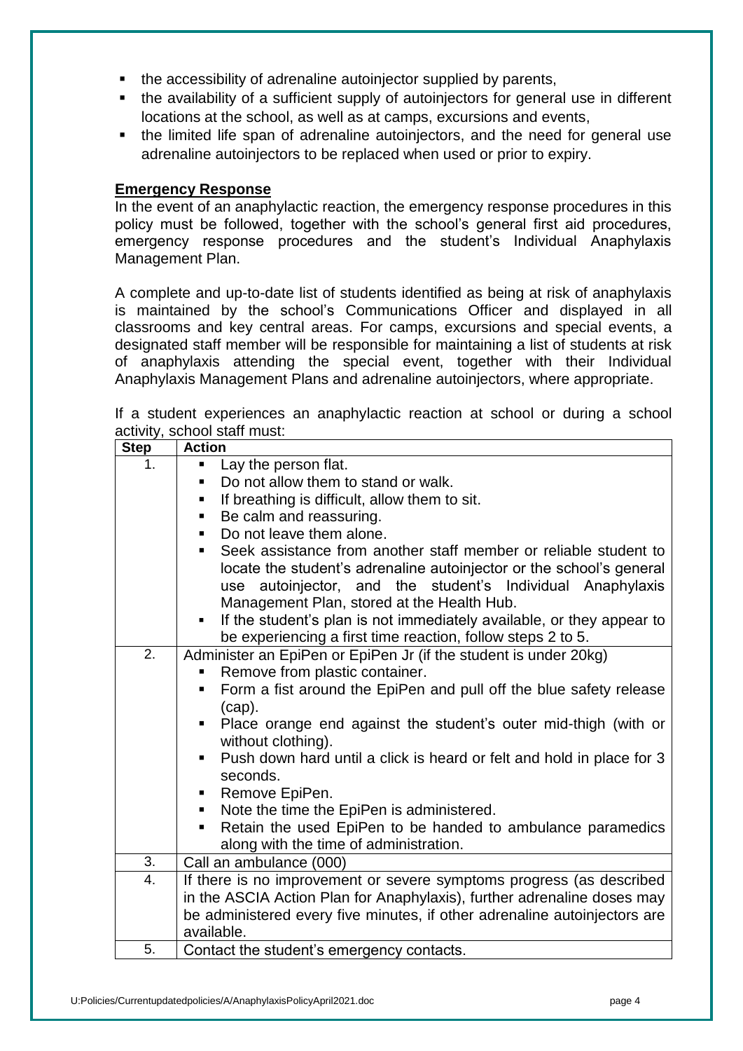- the accessibility of adrenaline autoinjector supplied by parents,
- the availability of a sufficient supply of autoinjectors for general use in different locations at the school, as well as at camps, excursions and events,
- the limited life span of adrenaline autoinjectors, and the need for general use adrenaline autoinjectors to be replaced when used or prior to expiry.

**Emergency Response**

In the event of an anaphylactic reaction, the emergency response procedures in this policy must be followed, together with the school's general first aid procedures, emergency response procedures and the student's Individual Anaphylaxis Management Plan.

A complete and up-to-date list of students identified as being at risk of anaphylaxis is maintained by the school's Communications Officer and displayed in all classrooms and key central areas. For camps, excursions and special events, a designated staff member will be responsible for maintaining a list of students at risk of anaphylaxis attending the special event, together with their Individual Anaphylaxis Management Plans and adrenaline autoinjectors, where appropriate.

If a student experiences an anaphylactic reaction at school or during a school activity, school staff must:

| Step | Action |
|---|---|
| 1. | ▪ Lay the person flat.<br>▪ Do not allow them to stand or walk.<br>▪ If breathing is difficult, allow them to sit.<br>▪ Be calm and reassuring.<br>▪ Do not leave them alone.<br>▪ Seek assistance from another staff member or reliable student to locate the student's adrenaline autoinjector or the school's general use autoinjector, and the student's Individual Anaphylaxis Management Plan, stored at the Health Hub.<br>▪ If the student's plan is not immediately available, or they appear to be experiencing a first time reaction, follow steps 2 to 5. |
| 2. | Administer an EpiPen or EpiPen Jr (if the student is under 20kg)<br>▪ Remove from plastic container.<br>▪ Form a fist around the EpiPen and pull off the blue safety release (cap).<br>▪ Place orange end against the student's outer mid-thigh (with or without clothing).<br>▪ Push down hard until a click is heard or felt and hold in place for 3 seconds.<br>▪ Remove EpiPen.<br>▪ Note the time the EpiPen is administered.<br>▪ Retain the used EpiPen to be handed to ambulance paramedics along with the time of administration. |
| 3. | Call an ambulance (000) |
| 4. | If there is no improvement or severe symptoms progress (as described in the ASCIA Action Plan for Anaphylaxis), further adrenaline doses may be administered every five minutes, if other adrenaline autoinjectors are available. |
| 5. | Contact the student's emergency contacts. |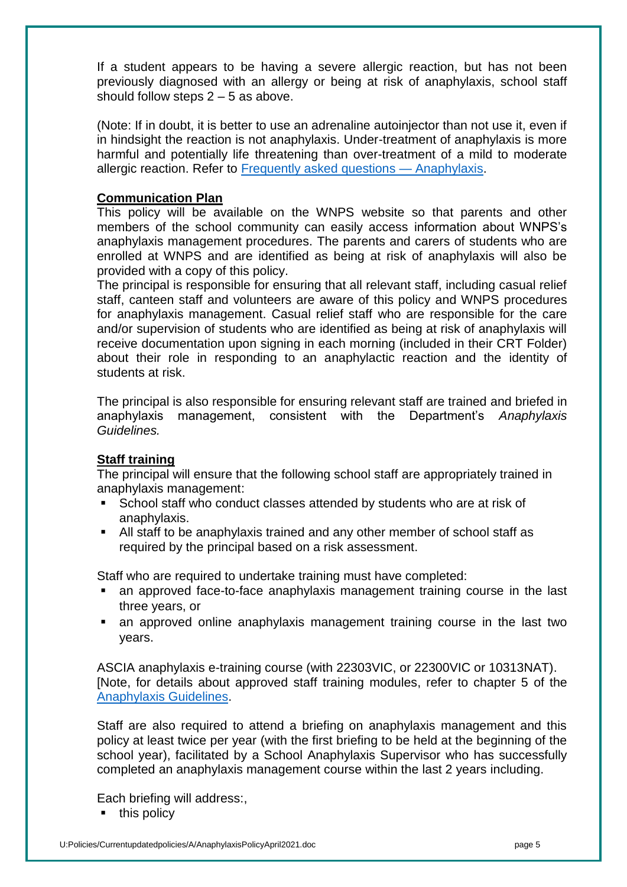If a student appears to be having a severe allergic reaction, but has not been previously diagnosed with an allergy or being at risk of anaphylaxis, school staff should follow steps 2 – 5 as above.

(Note: If in doubt, it is better to use an adrenaline autoinjector than not use it, even if in hindsight the reaction is not anaphylaxis. Under-treatment of anaphylaxis is more harmful and potentially life threatening than over-treatment of a mild to moderate allergic reaction. Refer to [Frequently asked questions — Anaphylaxis](Frequently asked questions — Anaphylaxis).

**Communication Plan**

This policy will be available on the WNPS website so that parents and other members of the school community can easily access information about WNPS's anaphylaxis management procedures. The parents and carers of students who are enrolled at WNPS and are identified as being at risk of anaphylaxis will also be provided with a copy of this policy.

The principal is responsible for ensuring that all relevant staff, including casual relief staff, canteen staff and volunteers are aware of this policy and WNPS procedures for anaphylaxis management. Casual relief staff who are responsible for the care and/or supervision of students who are identified as being at risk of anaphylaxis will receive documentation upon signing in each morning (included in their CRT Folder) about their role in responding to an anaphylactic reaction and the identity of students at risk.

The principal is also responsible for ensuring relevant staff are trained and briefed in anaphylaxis management, consistent with the Department's *Anaphylaxis Guidelines.*

**Staff training**

The principal will ensure that the following school staff are appropriately trained in anaphylaxis management:

- School staff who conduct classes attended by students who are at risk of anaphylaxis.
- All staff to be anaphylaxis trained and any other member of school staff as required by the principal based on a risk assessment.

Staff who are required to undertake training must have completed:

- an approved face-to-face anaphylaxis management training course in the last three years, or
- an approved online anaphylaxis management training course in the last two years.

ASCIA anaphylaxis e-training course (with 22303VIC, or 22300VIC or 10313NAT). [Note, for details about approved staff training modules, refer to chapter 5 of the Anaphylaxis Guidelines.

Staff are also required to attend a briefing on anaphylaxis management and this policy at least twice per year (with the first briefing to be held at the beginning of the school year), facilitated by a School Anaphylaxis Supervisor who has successfully completed an anaphylaxis management course within the last 2 years including.

Each briefing will address:,

- this policy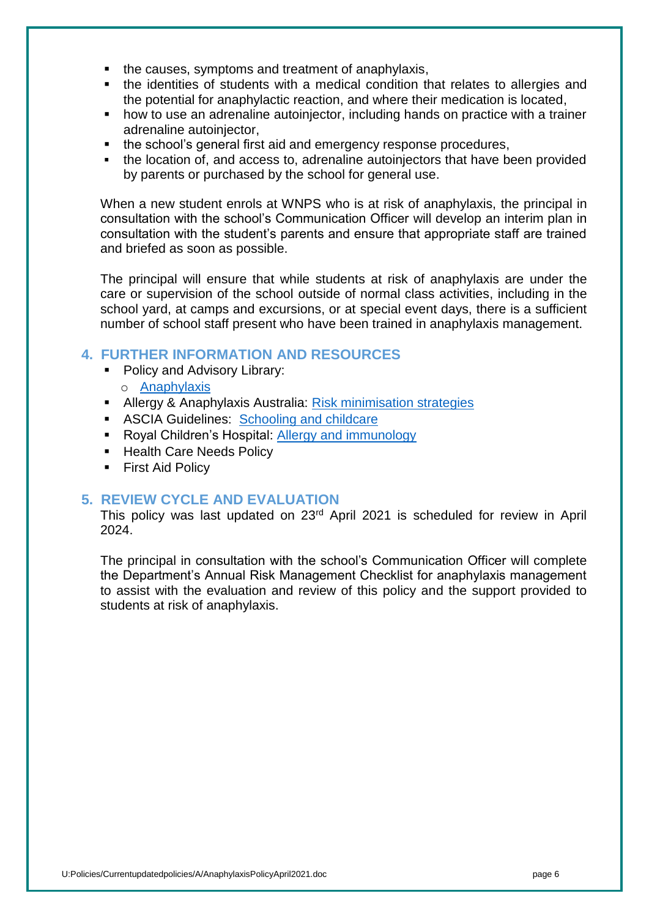- the causes, symptoms and treatment of anaphylaxis,
- the identities of students with a medical condition that relates to allergies and the potential for anaphylactic reaction, and where their medication is located,
- how to use an adrenaline autoinjector, including hands on practice with a trainer adrenaline autoinjector,
- the school's general first aid and emergency response procedures,
- the location of, and access to, adrenaline autoinjectors that have been provided by parents or purchased by the school for general use.

When a new student enrols at WNPS who is at risk of anaphylaxis, the principal in consultation with the school's Communication Officer will develop an interim plan in consultation with the student's parents and ensure that appropriate staff are trained and briefed as soon as possible.

The principal will ensure that while students at risk of anaphylaxis are under the care or supervision of the school outside of normal class activities, including in the school yard, at camps and excursions, or at special event days, there is a sufficient number of school staff present who have been trained in anaphylaxis management.

## 4. FURTHER INFORMATION AND RESOURCES

- Policy and Advisory Library:
  - Anaphylaxis
- Allergy & Anaphylaxis Australia: Risk minimisation strategies
- ASCIA Guidelines: Schooling and childcare
- Royal Children's Hospital: Allergy and immunology
- Health Care Needs Policy
- First Aid Policy

## 5. REVIEW CYCLE AND EVALUATION

This policy was last updated on 23rd April 2021 is scheduled for review in April 2024.

The principal in consultation with the school's Communication Officer will complete the Department's Annual Risk Management Checklist for anaphylaxis management to assist with the evaluation and review of this policy and the support provided to students at risk of anaphylaxis.